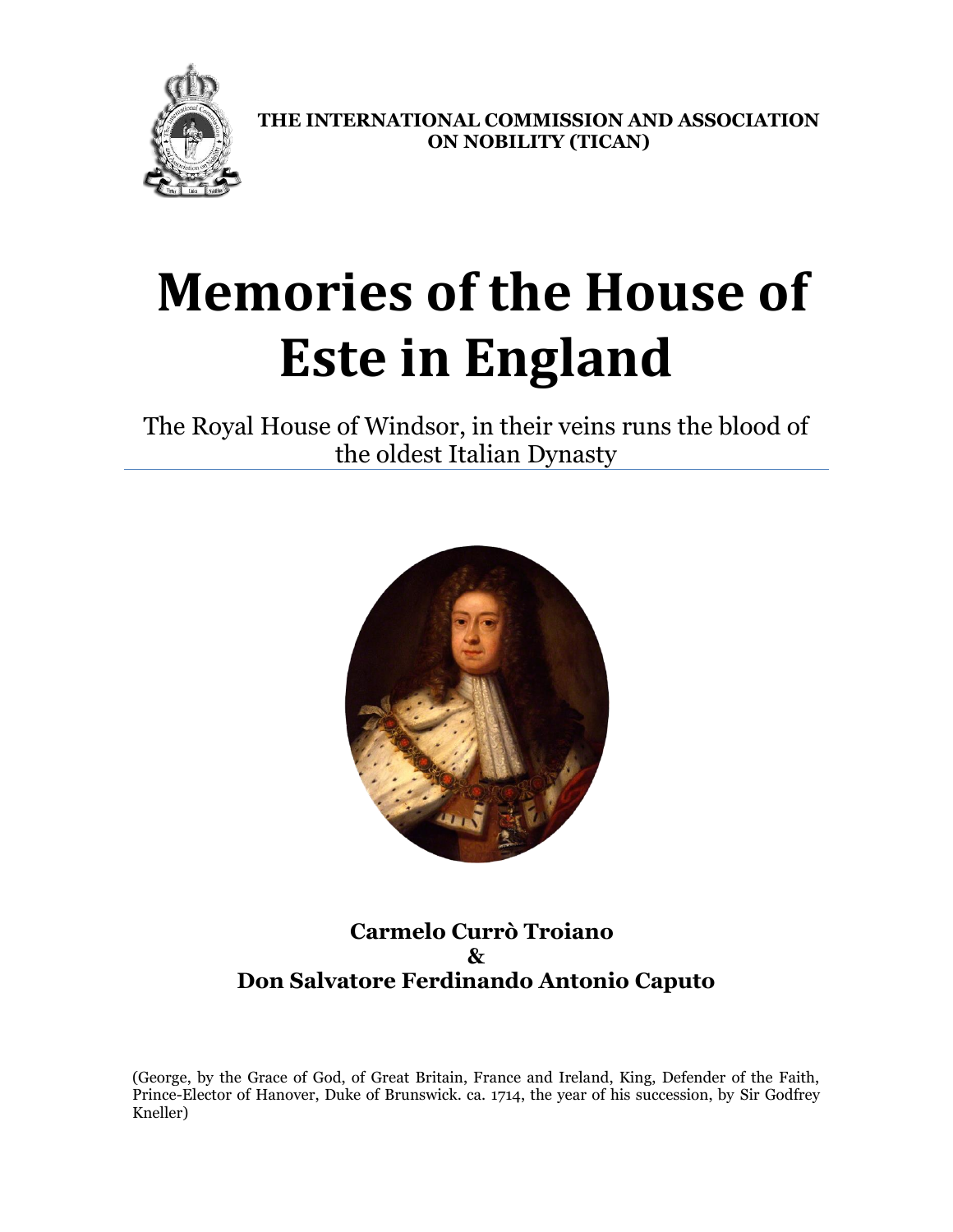**THE INTERNATIONAL COMMISSION AND ASSOCIATION ON NOBILITY (TICAN)**

# Memories of the House of Este in England

The Royal House of Windsor, in their veins runs the blood of the oldest Italian Dynasty

**Carmelo Currò Troiano**
**&**
**Don Salvatore Ferdinando Antonio Caputo**

(George, by the Grace of God, of Great Britain, France and Ireland, King, Defender of the Faith, Prince-Elector of Hanover, Duke of Brunswick. ca. 1714, the year of his succession, by Sir Godfrey Kneller)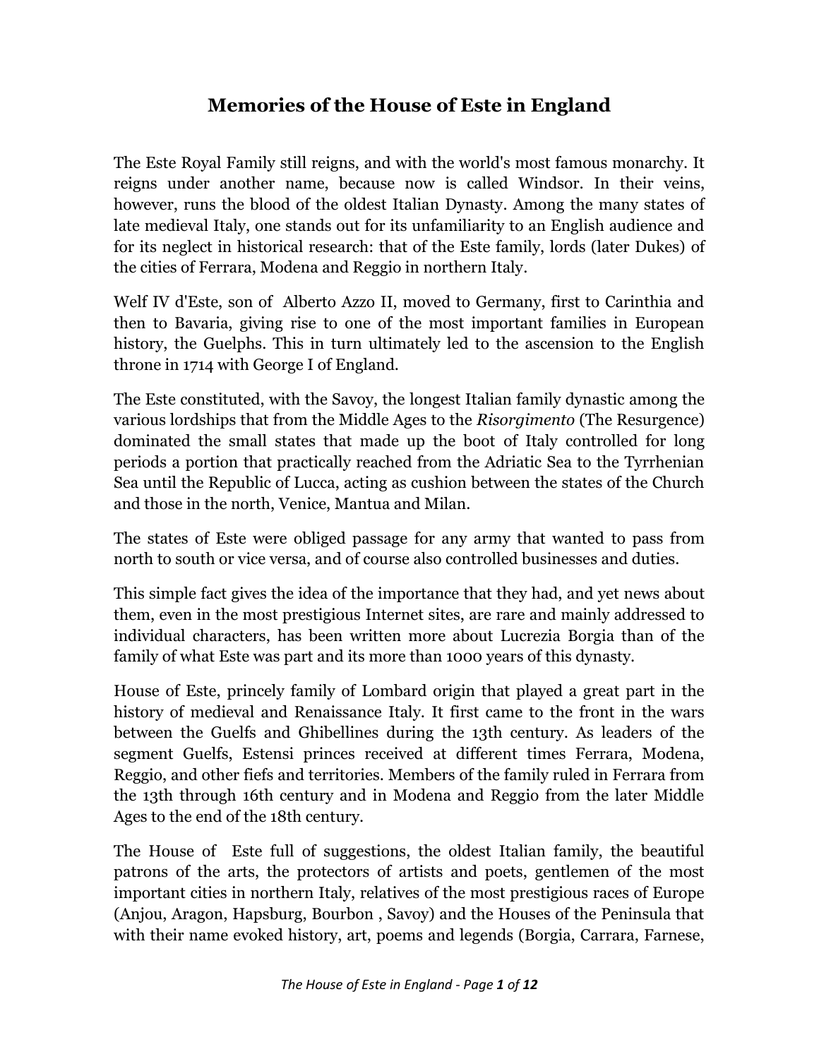# Memories of the House of Este in England

The Este Royal Family still reigns, and with the world's most famous monarchy. It reigns under another name, because now is called Windsor. In their veins, however, runs the blood of the oldest Italian Dynasty. Among the many states of late medieval Italy, one stands out for its unfamiliarity to an English audience and for its neglect in historical research: that of the Este family, lords (later Dukes) of the cities of Ferrara, Modena and Reggio in northern Italy.

Welf IV d'Este, son of Alberto Azzo II, moved to Germany, first to Carinthia and then to Bavaria, giving rise to one of the most important families in European history, the Guelphs. This in turn ultimately led to the ascension to the English throne in 1714 with George I of England.

The Este constituted, with the Savoy, the longest Italian family dynastic among the various lordships that from the Middle Ages to the *Risorgimento* (The Resurgence) dominated the small states that made up the boot of Italy controlled for long periods a portion that practically reached from the Adriatic Sea to the Tyrrhenian Sea until the Republic of Lucca, acting as cushion between the states of the Church and those in the north, Venice, Mantua and Milan.

The states of Este were obliged passage for any army that wanted to pass from north to south or vice versa, and of course also controlled businesses and duties.

This simple fact gives the idea of the importance that they had, and yet news about them, even in the most prestigious Internet sites, are rare and mainly addressed to individual characters, has been written more about Lucrezia Borgia than of the family of what Este was part and its more than 1000 years of this dynasty.

House of Este, princely family of Lombard origin that played a great part in the history of medieval and Renaissance Italy. It first came to the front in the wars between the Guelfs and Ghibellines during the 13th century. As leaders of the segment Guelfs, Estensi princes received at different times Ferrara, Modena, Reggio, and other fiefs and territories. Members of the family ruled in Ferrara from the 13th through 16th century and in Modena and Reggio from the later Middle Ages to the end of the 18th century.

The House of Este full of suggestions, the oldest Italian family, the beautiful patrons of the arts, the protectors of artists and poets, gentlemen of the most important cities in northern Italy, relatives of the most prestigious races of Europe (Anjou, Aragon, Hapsburg, Bourbon , Savoy) and the Houses of the Peninsula that with their name evoked history, art, poems and legends (Borgia, Carrara, Farnese,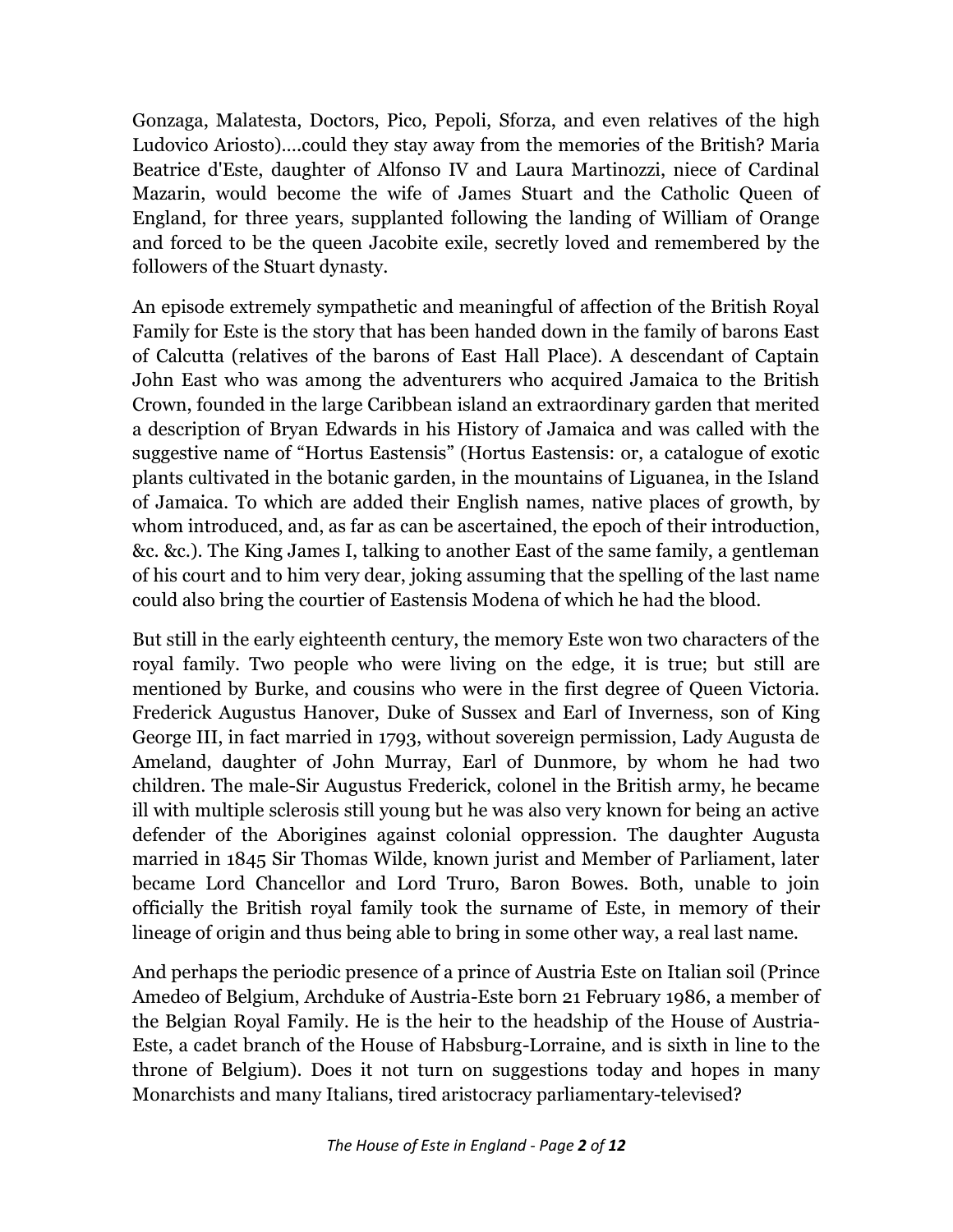Gonzaga, Malatesta, Doctors, Pico, Pepoli, Sforza, and even relatives of the high Ludovico Ariosto)....could they stay away from the memories of the British? Maria Beatrice d'Este, daughter of Alfonso IV and Laura Martinozzi, niece of Cardinal Mazarin, would become the wife of James Stuart and the Catholic Queen of England, for three years, supplanted following the landing of William of Orange and forced to be the queen Jacobite exile, secretly loved and remembered by the followers of the Stuart dynasty.

An episode extremely sympathetic and meaningful of affection of the British Royal Family for Este is the story that has been handed down in the family of barons East of Calcutta (relatives of the barons of East Hall Place). A descendant of Captain John East who was among the adventurers who acquired Jamaica to the British Crown, founded in the large Caribbean island an extraordinary garden that merited a description of Bryan Edwards in his History of Jamaica and was called with the suggestive name of "Hortus Eastensis" (Hortus Eastensis: or, a catalogue of exotic plants cultivated in the botanic garden, in the mountains of Liguanea, in the Island of Jamaica. To which are added their English names, native places of growth, by whom introduced, and, as far as can be ascertained, the epoch of their introduction, &c. &c.). The King James I, talking to another East of the same family, a gentleman of his court and to him very dear, joking assuming that the spelling of the last name could also bring the courtier of Eastensis Modena of which he had the blood.

But still in the early eighteenth century, the memory Este won two characters of the royal family. Two people who were living on the edge, it is true; but still are mentioned by Burke, and cousins who were in the first degree of Queen Victoria. Frederick Augustus Hanover, Duke of Sussex and Earl of Inverness, son of King George III, in fact married in 1793, without sovereign permission, Lady Augusta de Ameland, daughter of John Murray, Earl of Dunmore, by whom he had two children. The male-Sir Augustus Frederick, colonel in the British army, he became ill with multiple sclerosis still young but he was also very known for being an active defender of the Aborigines against colonial oppression. The daughter Augusta married in 1845 Sir Thomas Wilde, known jurist and Member of Parliament, later became Lord Chancellor and Lord Truro, Baron Bowes. Both, unable to join officially the British royal family took the surname of Este, in memory of their lineage of origin and thus being able to bring in some other way, a real last name.

And perhaps the periodic presence of a prince of Austria Este on Italian soil (Prince Amedeo of Belgium, Archduke of Austria-Este born 21 February 1986, a member of the Belgian Royal Family. He is the heir to the headship of the House of Austria-Este, a cadet branch of the House of Habsburg-Lorraine, and is sixth in line to the throne of Belgium). Does it not turn on suggestions today and hopes in many Monarchists and many Italians, tired aristocracy parliamentary-televised?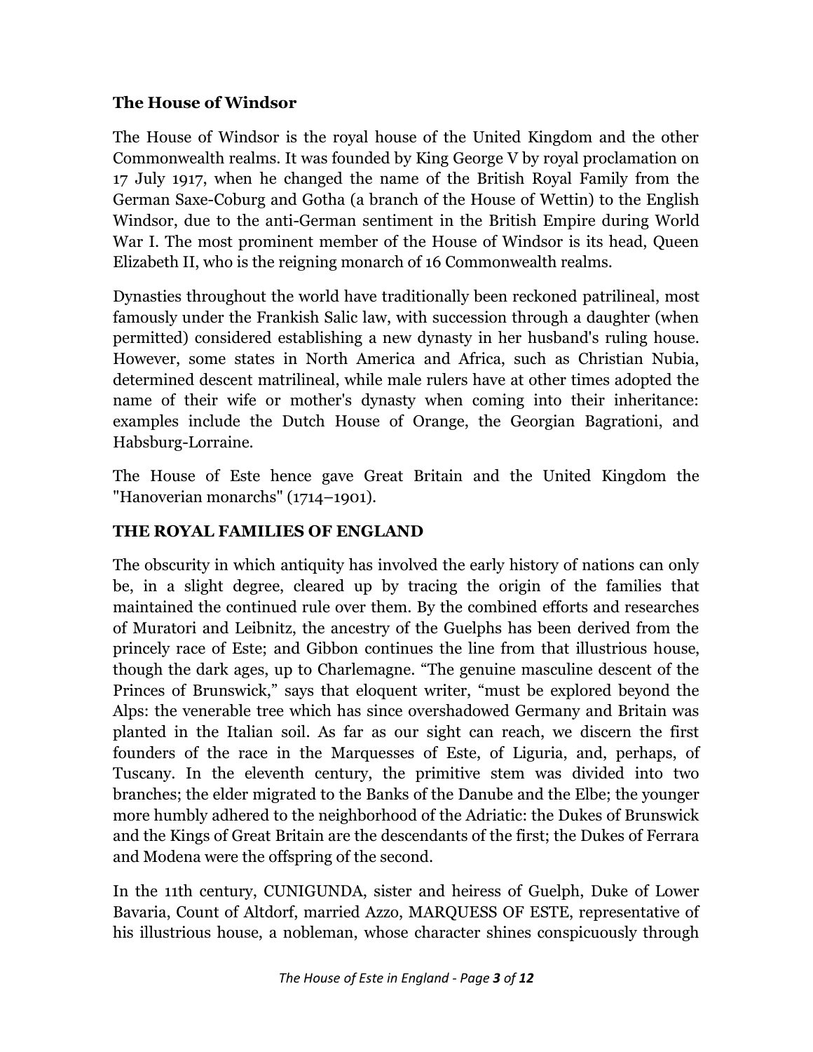**The House of Windsor**

The House of Windsor is the royal house of the United Kingdom and the other Commonwealth realms. It was founded by King George V by royal proclamation on 17 July 1917, when he changed the name of the British Royal Family from the German Saxe-Coburg and Gotha (a branch of the House of Wettin) to the English Windsor, due to the anti-German sentiment in the British Empire during World War I. The most prominent member of the House of Windsor is its head, Queen Elizabeth II, who is the reigning monarch of 16 Commonwealth realms.

Dynasties throughout the world have traditionally been reckoned patrilineal, most famously under the Frankish Salic law, with succession through a daughter (when permitted) considered establishing a new dynasty in her husband's ruling house. However, some states in North America and Africa, such as Christian Nubia, determined descent matrilineal, while male rulers have at other times adopted the name of their wife or mother's dynasty when coming into their inheritance: examples include the Dutch House of Orange, the Georgian Bagrationi, and Habsburg-Lorraine.

The House of Este hence gave Great Britain and the United Kingdom the "Hanoverian monarchs" (1714–1901).

**THE ROYAL FAMILIES OF ENGLAND**

The obscurity in which antiquity has involved the early history of nations can only be, in a slight degree, cleared up by tracing the origin of the families that maintained the continued rule over them. By the combined efforts and researches of Muratori and Leibnitz, the ancestry of the Guelphs has been derived from the princely race of Este; and Gibbon continues the line from that illustrious house, though the dark ages, up to Charlemagne. "The genuine masculine descent of the Princes of Brunswick," says that eloquent writer, "must be explored beyond the Alps: the venerable tree which has since overshadowed Germany and Britain was planted in the Italian soil. As far as our sight can reach, we discern the first founders of the race in the Marquesses of Este, of Liguria, and, perhaps, of Tuscany. In the eleventh century, the primitive stem was divided into two branches; the elder migrated to the Banks of the Danube and the Elbe; the younger more humbly adhered to the neighborhood of the Adriatic: the Dukes of Brunswick and the Kings of Great Britain are the descendants of the first; the Dukes of Ferrara and Modena were the offspring of the second.

In the 11th century, CUNIGUNDA, sister and heiress of Guelph, Duke of Lower Bavaria, Count of Altdorf, married Azzo, MARQUESS OF ESTE, representative of his illustrious house, a nobleman, whose character shines conspicuously through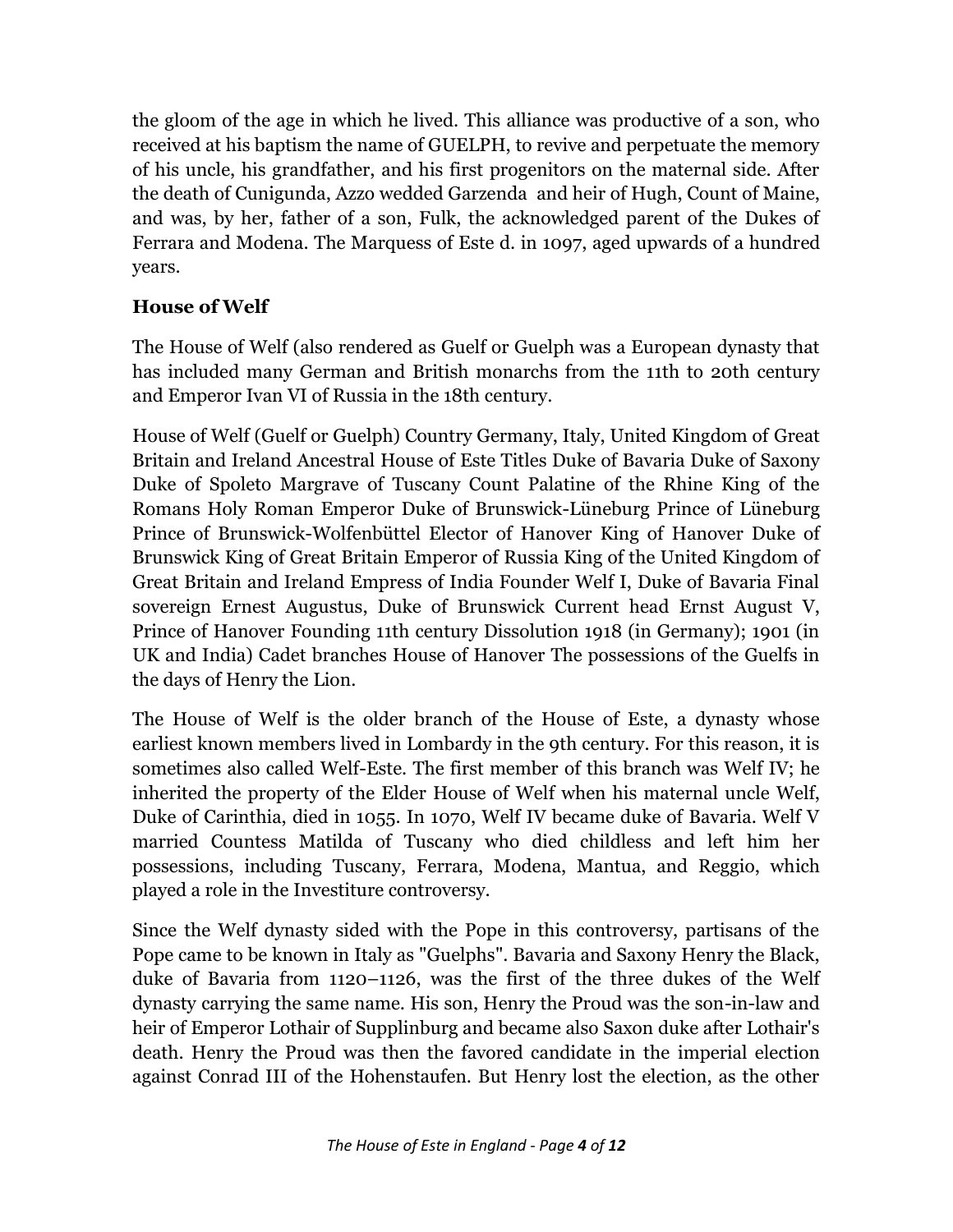the gloom of the age in which he lived. This alliance was productive of a son, who received at his baptism the name of GUELPH, to revive and perpetuate the memory of his uncle, his grandfather, and his first progenitors on the maternal side. After the death of Cunigunda, Azzo wedded Garzenda and heir of Hugh, Count of Maine, and was, by her, father of a son, Fulk, the acknowledged parent of the Dukes of Ferrara and Modena. The Marquess of Este d. in 1097, aged upwards of a hundred years.

**House of Welf**

The House of Welf (also rendered as Guelf or Guelph was a European dynasty that has included many German and British monarchs from the 11th to 20th century and Emperor Ivan VI of Russia in the 18th century.

House of Welf (Guelf or Guelph) Country Germany, Italy, United Kingdom of Great Britain and Ireland Ancestral House of Este Titles Duke of Bavaria Duke of Saxony Duke of Spoleto Margrave of Tuscany Count Palatine of the Rhine King of the Romans Holy Roman Emperor Duke of Brunswick-Lüneburg Prince of Lüneburg Prince of Brunswick-Wolfenbüttel Elector of Hanover King of Hanover Duke of Brunswick King of Great Britain Emperor of Russia King of the United Kingdom of Great Britain and Ireland Empress of India Founder Welf I, Duke of Bavaria Final sovereign Ernest Augustus, Duke of Brunswick Current head Ernst August V, Prince of Hanover Founding 11th century Dissolution 1918 (in Germany); 1901 (in UK and India) Cadet branches House of Hanover The possessions of the Guelfs in the days of Henry the Lion.

The House of Welf is the older branch of the House of Este, a dynasty whose earliest known members lived in Lombardy in the 9th century. For this reason, it is sometimes also called Welf-Este. The first member of this branch was Welf IV; he inherited the property of the Elder House of Welf when his maternal uncle Welf, Duke of Carinthia, died in 1055. In 1070, Welf IV became duke of Bavaria. Welf V married Countess Matilda of Tuscany who died childless and left him her possessions, including Tuscany, Ferrara, Modena, Mantua, and Reggio, which played a role in the Investiture controversy.

Since the Welf dynasty sided with the Pope in this controversy, partisans of the Pope came to be known in Italy as "Guelphs". Bavaria and Saxony Henry the Black, duke of Bavaria from 1120–1126, was the first of the three dukes of the Welf dynasty carrying the same name. His son, Henry the Proud was the son-in-law and heir of Emperor Lothair of Supplinburg and became also Saxon duke after Lothair's death. Henry the Proud was then the favored candidate in the imperial election against Conrad III of the Hohenstaufen. But Henry lost the election, as the other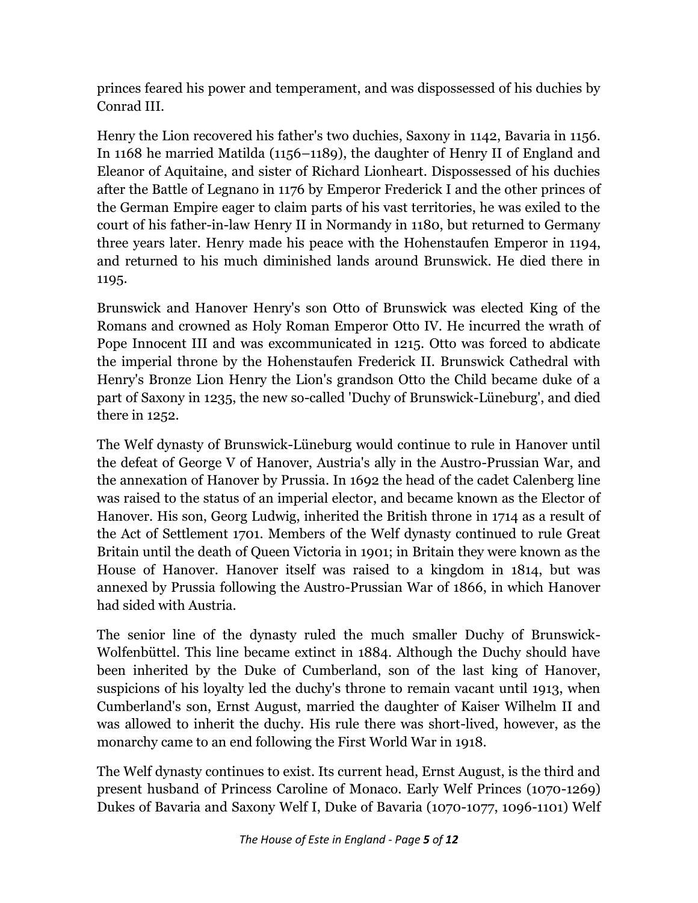princes feared his power and temperament, and was dispossessed of his duchies by Conrad III.

Henry the Lion recovered his father's two duchies, Saxony in 1142, Bavaria in 1156. In 1168 he married Matilda (1156–1189), the daughter of Henry II of England and Eleanor of Aquitaine, and sister of Richard Lionheart. Dispossessed of his duchies after the Battle of Legnano in 1176 by Emperor Frederick I and the other princes of the German Empire eager to claim parts of his vast territories, he was exiled to the court of his father-in-law Henry II in Normandy in 1180, but returned to Germany three years later. Henry made his peace with the Hohenstaufen Emperor in 1194, and returned to his much diminished lands around Brunswick. He died there in 1195.

Brunswick and Hanover Henry's son Otto of Brunswick was elected King of the Romans and crowned as Holy Roman Emperor Otto IV. He incurred the wrath of Pope Innocent III and was excommunicated in 1215. Otto was forced to abdicate the imperial throne by the Hohenstaufen Frederick II. Brunswick Cathedral with Henry's Bronze Lion Henry the Lion's grandson Otto the Child became duke of a part of Saxony in 1235, the new so-called 'Duchy of Brunswick-Lüneburg', and died there in 1252.

The Welf dynasty of Brunswick-Lüneburg would continue to rule in Hanover until the defeat of George V of Hanover, Austria's ally in the Austro-Prussian War, and the annexation of Hanover by Prussia. In 1692 the head of the cadet Calenberg line was raised to the status of an imperial elector, and became known as the Elector of Hanover. His son, Georg Ludwig, inherited the British throne in 1714 as a result of the Act of Settlement 1701. Members of the Welf dynasty continued to rule Great Britain until the death of Queen Victoria in 1901; in Britain they were known as the House of Hanover. Hanover itself was raised to a kingdom in 1814, but was annexed by Prussia following the Austro-Prussian War of 1866, in which Hanover had sided with Austria.

The senior line of the dynasty ruled the much smaller Duchy of Brunswick-Wolfenbüttel. This line became extinct in 1884. Although the Duchy should have been inherited by the Duke of Cumberland, son of the last king of Hanover, suspicions of his loyalty led the duchy's throne to remain vacant until 1913, when Cumberland's son, Ernst August, married the daughter of Kaiser Wilhelm II and was allowed to inherit the duchy. His rule there was short-lived, however, as the monarchy came to an end following the First World War in 1918.

The Welf dynasty continues to exist. Its current head, Ernst August, is the third and present husband of Princess Caroline of Monaco. Early Welf Princes (1070-1269) Dukes of Bavaria and Saxony Welf I, Duke of Bavaria (1070-1077, 1096-1101) Welf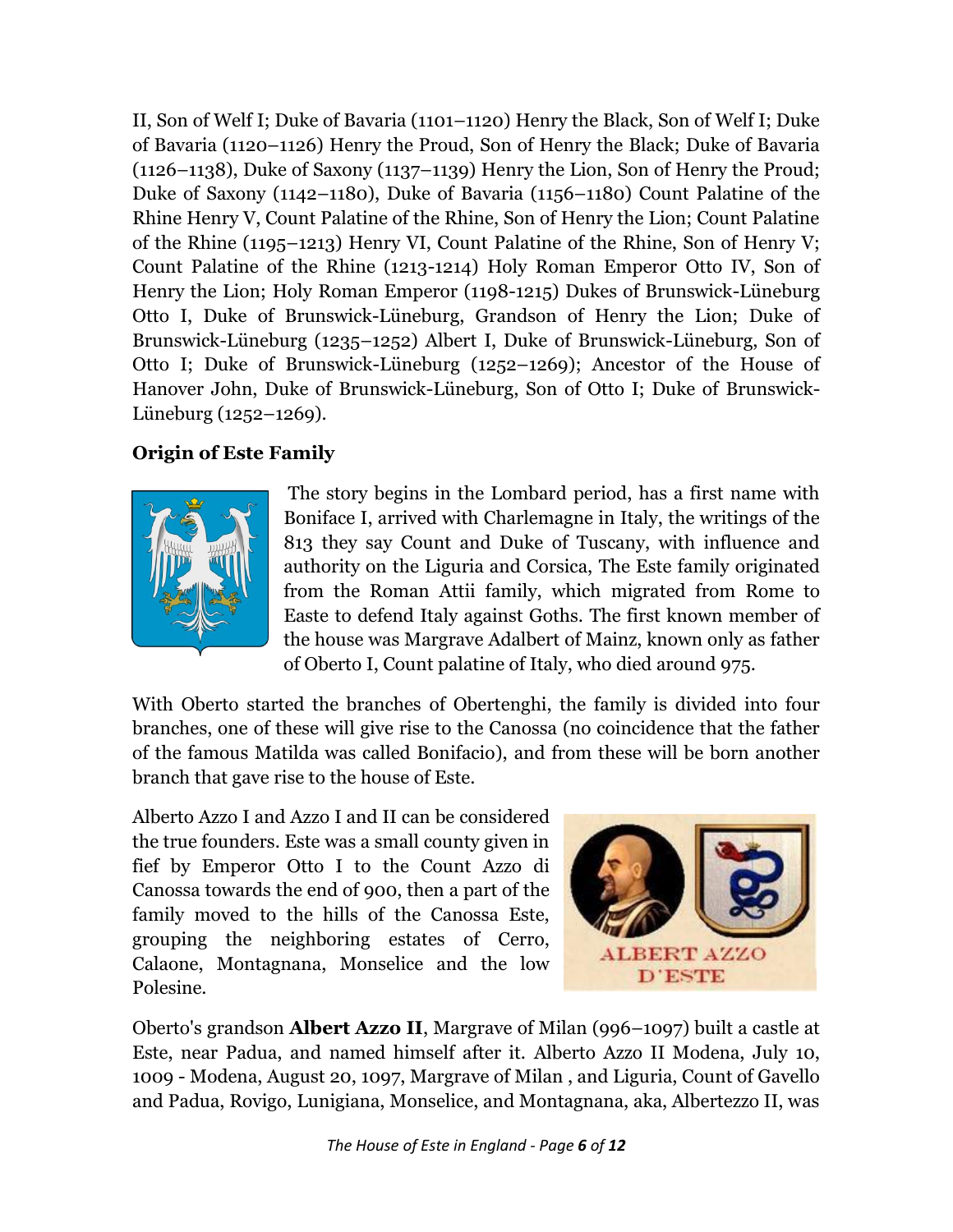II, Son of Welf I; Duke of Bavaria (1101–1120) Henry the Black, Son of Welf I; Duke of Bavaria (1120–1126) Henry the Proud, Son of Henry the Black; Duke of Bavaria (1126–1138), Duke of Saxony (1137–1139) Henry the Lion, Son of Henry the Proud; Duke of Saxony (1142–1180), Duke of Bavaria (1156–1180) Count Palatine of the Rhine Henry V, Count Palatine of the Rhine, Son of Henry the Lion; Count Palatine of the Rhine (1195–1213) Henry VI, Count Palatine of the Rhine, Son of Henry V; Count Palatine of the Rhine (1213-1214) Holy Roman Emperor Otto IV, Son of Henry the Lion; Holy Roman Emperor (1198-1215) Dukes of Brunswick-Lüneburg Otto I, Duke of Brunswick-Lüneburg, Grandson of Henry the Lion; Duke of Brunswick-Lüneburg (1235–1252) Albert I, Duke of Brunswick-Lüneburg, Son of Otto I; Duke of Brunswick-Lüneburg (1252–1269); Ancestor of the House of Hanover John, Duke of Brunswick-Lüneburg, Son of Otto I; Duke of Brunswick-Lüneburg (1252–1269).

**Origin of Este Family**

The story begins in the Lombard period, has a first name with Boniface I, arrived with Charlemagne in Italy, the writings of the 813 they say Count and Duke of Tuscany, with influence and authority on the Liguria and Corsica, The Este family originated from the Roman Attii family, which migrated from Rome to Easte to defend Italy against Goths. The first known member of the house was Margrave Adalbert of Mainz, known only as father of Oberto I, Count palatine of Italy, who died around 975.

With Oberto started the branches of Obertenghi, the family is divided into four branches, one of these will give rise to the Canossa (no coincidence that the father of the famous Matilda was called Bonifacio), and from these will be born another branch that gave rise to the house of Este.

Alberto Azzo I and Azzo I and II can be considered the true founders. Este was a small county given in fief by Emperor Otto I to the Count Azzo di Canossa towards the end of 900, then a part of the family moved to the hills of the Canossa Este, grouping the neighboring estates of Cerro, Calaone, Montagnana, Monselice and the low Polesine.

ALBERT AZZO D'ESTE

Oberto's grandson **Albert Azzo II**, Margrave of Milan (996–1097) built a castle at Este, near Padua, and named himself after it. Alberto Azzo II Modena, July 10, 1009 - Modena, August 20, 1097, Margrave of Milan , and Liguria, Count of Gavello and Padua, Rovigo, Lunigiana, Monselice, and Montagnana, aka, Albertezzo II, was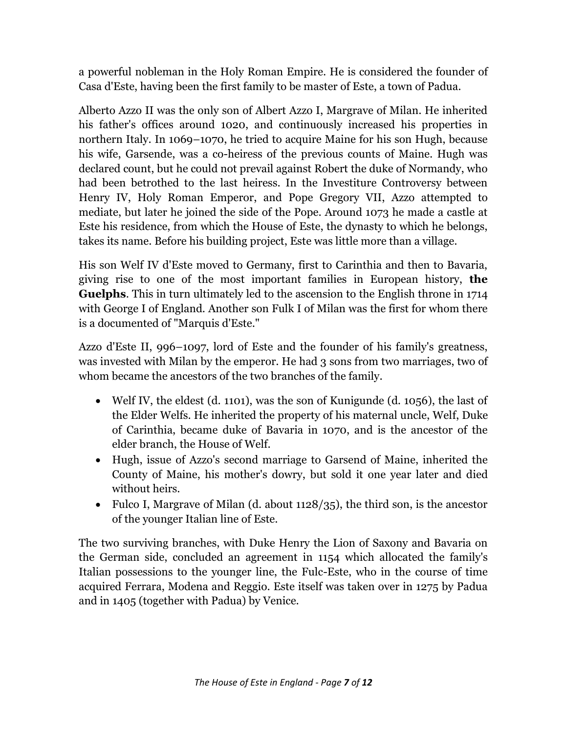a powerful nobleman in the Holy Roman Empire. He is considered the founder of Casa d'Este, having been the first family to be master of Este, a town of Padua.

Alberto Azzo II was the only son of Albert Azzo I, Margrave of Milan. He inherited his father's offices around 1020, and continuously increased his properties in northern Italy. In 1069–1070, he tried to acquire Maine for his son Hugh, because his wife, Garsende, was a co-heiress of the previous counts of Maine. Hugh was declared count, but he could not prevail against Robert the duke of Normandy, who had been betrothed to the last heiress. In the Investiture Controversy between Henry IV, Holy Roman Emperor, and Pope Gregory VII, Azzo attempted to mediate, but later he joined the side of the Pope. Around 1073 he made a castle at Este his residence, from which the House of Este, the dynasty to which he belongs, takes its name. Before his building project, Este was little more than a village.

His son Welf IV d'Este moved to Germany, first to Carinthia and then to Bavaria, giving rise to one of the most important families in European history, **the Guelphs**. This in turn ultimately led to the ascension to the English throne in 1714 with George I of England. Another son Fulk I of Milan was the first for whom there is a documented of "Marquis d'Este."

Azzo d'Este II, 996–1097, lord of Este and the founder of his family's greatness, was invested with Milan by the emperor. He had 3 sons from two marriages, two of whom became the ancestors of the two branches of the family.

- Welf IV, the eldest (d. 1101), was the son of Kunigunde (d. 1056), the last of the Elder Welfs. He inherited the property of his maternal uncle, Welf, Duke of Carinthia, became duke of Bavaria in 1070, and is the ancestor of the elder branch, the House of Welf.
- Hugh, issue of Azzo's second marriage to Garsend of Maine, inherited the County of Maine, his mother's dowry, but sold it one year later and died without heirs.
- Fulco I, Margrave of Milan (d. about 1128/35), the third son, is the ancestor of the younger Italian line of Este.

The two surviving branches, with Duke Henry the Lion of Saxony and Bavaria on the German side, concluded an agreement in 1154 which allocated the family's Italian possessions to the younger line, the Fulc-Este, who in the course of time acquired Ferrara, Modena and Reggio. Este itself was taken over in 1275 by Padua and in 1405 (together with Padua) by Venice.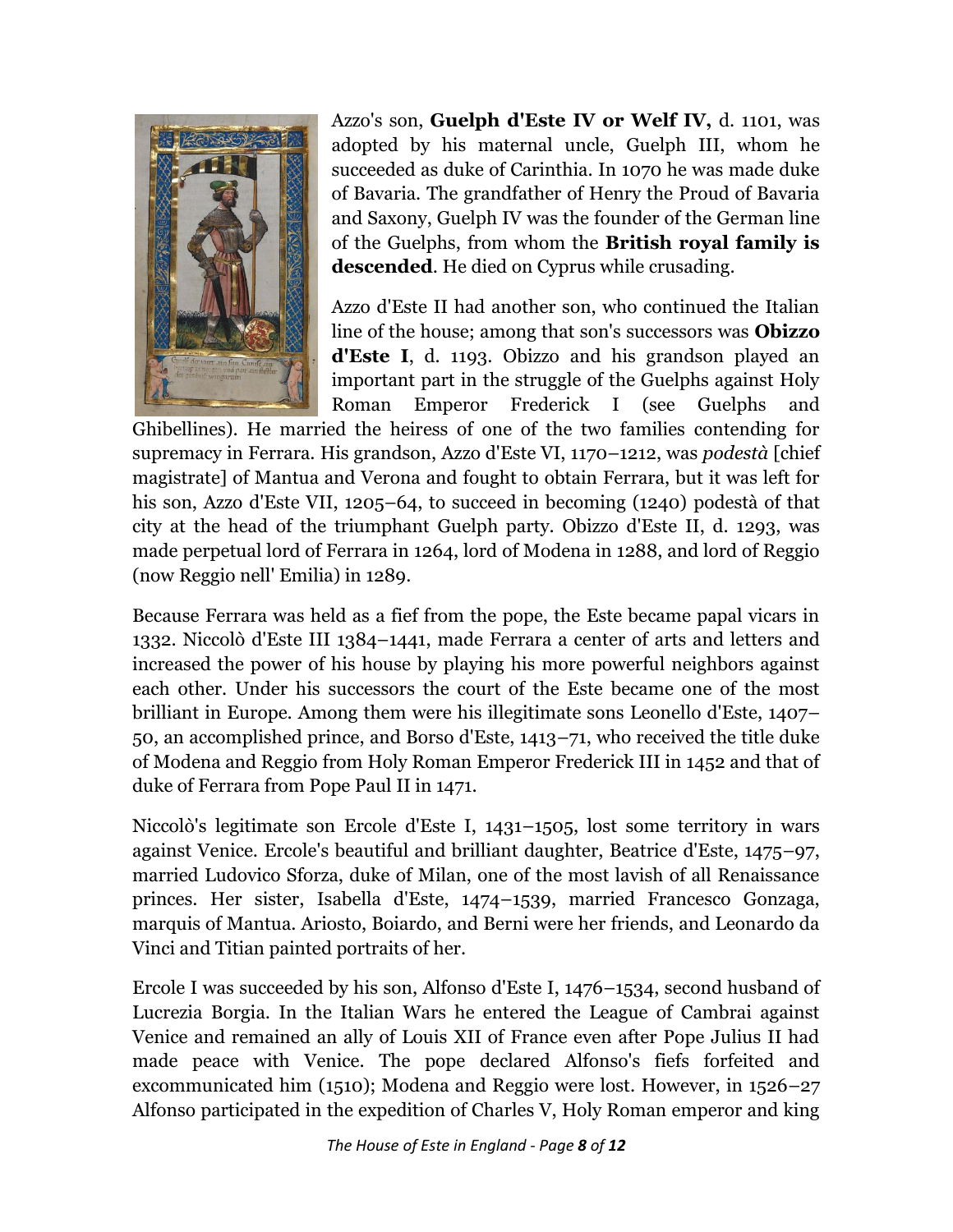Azzo's son, **Guelph d'Este IV or Welf IV,** d. 1101, was adopted by his maternal uncle, Guelph III, whom he succeeded as duke of Carinthia. In 1070 he was made duke of Bavaria. The grandfather of Henry the Proud of Bavaria and Saxony, Guelph IV was the founder of the German line of the Guelphs, from whom the **British royal family is descended**. He died on Cyprus while crusading.

Azzo d'Este II had another son, who continued the Italian line of the house; among that son's successors was **Obizzo d'Este I**, d. 1193. Obizzo and his grandson played an important part in the struggle of the Guelphs against Holy Roman Emperor Frederick I (see Guelphs and Ghibellines). He married the heiress of one of the two families contending for supremacy in Ferrara. His grandson, Azzo d'Este VI, 1170–1212, was *podestà* [chief magistrate] of Mantua and Verona and fought to obtain Ferrara, but it was left for his son, Azzo d'Este VII, 1205–64, to succeed in becoming (1240) podestà of that city at the head of the triumphant Guelph party. Obizzo d'Este II, d. 1293, was made perpetual lord of Ferrara in 1264, lord of Modena in 1288, and lord of Reggio (now Reggio nell' Emilia) in 1289.

Because Ferrara was held as a fief from the pope, the Este became papal vicars in 1332. Niccolò d'Este III 1384–1441, made Ferrara a center of arts and letters and increased the power of his house by playing his more powerful neighbors against each other. Under his successors the court of the Este became one of the most brilliant in Europe. Among them were his illegitimate sons Leonello d'Este, 1407–50, an accomplished prince, and Borso d'Este, 1413–71, who received the title duke of Modena and Reggio from Holy Roman Emperor Frederick III in 1452 and that of duke of Ferrara from Pope Paul II in 1471.

Niccolò's legitimate son Ercole d'Este I, 1431–1505, lost some territory in wars against Venice. Ercole's beautiful and brilliant daughter, Beatrice d'Este, 1475–97, married Ludovico Sforza, duke of Milan, one of the most lavish of all Renaissance princes. Her sister, Isabella d'Este, 1474–1539, married Francesco Gonzaga, marquis of Mantua. Ariosto, Boiardo, and Berni were her friends, and Leonardo da Vinci and Titian painted portraits of her.

Ercole I was succeeded by his son, Alfonso d'Este I, 1476–1534, second husband of Lucrezia Borgia. In the Italian Wars he entered the League of Cambrai against Venice and remained an ally of Louis XII of France even after Pope Julius II had made peace with Venice. The pope declared Alfonso's fiefs forfeited and excommunicated him (1510); Modena and Reggio were lost. However, in 1526–27 Alfonso participated in the expedition of Charles V, Holy Roman emperor and king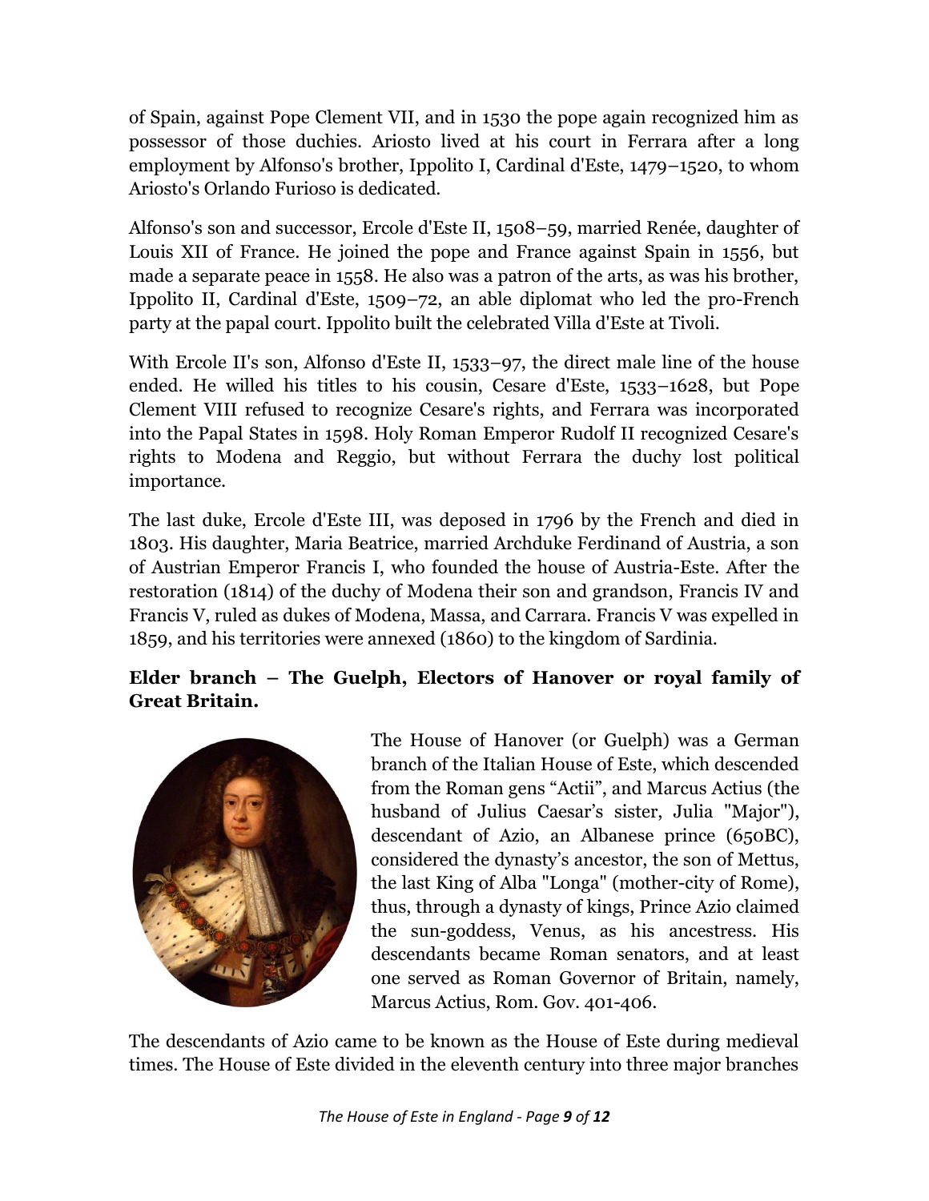of Spain, against Pope Clement VII, and in 1530 the pope again recognized him as possessor of those duchies. Ariosto lived at his court in Ferrara after a long employment by Alfonso's brother, Ippolito I, Cardinal d'Este, 1479–1520, to whom Ariosto's Orlando Furioso is dedicated.

Alfonso's son and successor, Ercole d'Este II, 1508–59, married Renée, daughter of Louis XII of France. He joined the pope and France against Spain in 1556, but made a separate peace in 1558. He also was a patron of the arts, as was his brother, Ippolito II, Cardinal d'Este, 1509–72, an able diplomat who led the pro-French party at the papal court. Ippolito built the celebrated Villa d'Este at Tivoli.

With Ercole II's son, Alfonso d'Este II, 1533–97, the direct male line of the house ended. He willed his titles to his cousin, Cesare d'Este, 1533–1628, but Pope Clement VIII refused to recognize Cesare's rights, and Ferrara was incorporated into the Papal States in 1598. Holy Roman Emperor Rudolf II recognized Cesare's rights to Modena and Reggio, but without Ferrara the duchy lost political importance.

The last duke, Ercole d'Este III, was deposed in 1796 by the French and died in 1803. His daughter, Maria Beatrice, married Archduke Ferdinand of Austria, a son of Austrian Emperor Francis I, who founded the house of Austria-Este. After the restoration (1814) of the duchy of Modena their son and grandson, Francis IV and Francis V, ruled as dukes of Modena, Massa, and Carrara. Francis V was expelled in 1859, and his territories were annexed (1860) to the kingdom of Sardinia.

**Elder branch – The Guelph, Electors of Hanover or royal family of Great Britain.**

The House of Hanover (or Guelph) was a German branch of the Italian House of Este, which descended from the Roman gens “Actii”, and Marcus Actius (the husband of Julius Caesar’s sister, Julia "Major"), descendant of Azio, an Albanese prince (650BC), considered the dynasty’s ancestor, the son of Mettus, the last King of Alba "Longa" (mother-city of Rome), thus, through a dynasty of kings, Prince Azio claimed the sun-goddess, Venus, as his ancestress. His descendants became Roman senators, and at least one served as Roman Governor of Britain, namely, Marcus Actius, Rom. Gov. 401-406.

The descendants of Azio came to be known as the House of Este during medieval times. The House of Este divided in the eleventh century into three major branches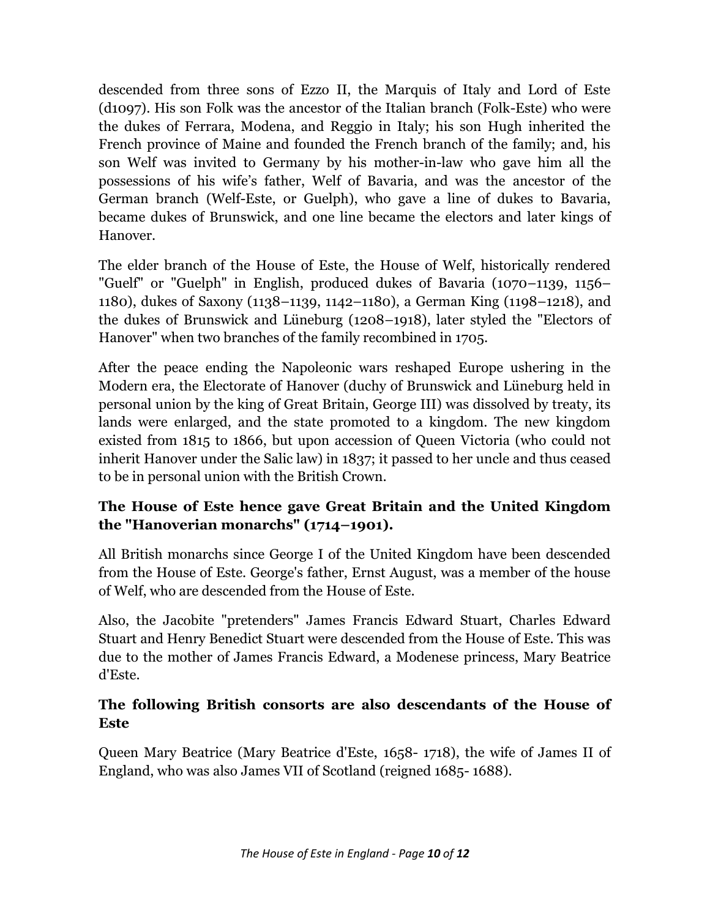descended from three sons of Ezzo II, the Marquis of Italy and Lord of Este (d1097). His son Folk was the ancestor of the Italian branch (Folk-Este) who were the dukes of Ferrara, Modena, and Reggio in Italy; his son Hugh inherited the French province of Maine and founded the French branch of the family; and, his son Welf was invited to Germany by his mother-in-law who gave him all the possessions of his wife's father, Welf of Bavaria, and was the ancestor of the German branch (Welf-Este, or Guelph), who gave a line of dukes to Bavaria, became dukes of Brunswick, and one line became the electors and later kings of Hanover.

The elder branch of the House of Este, the House of Welf, historically rendered "Guelf" or "Guelph" in English, produced dukes of Bavaria (1070–1139, 1156–1180), dukes of Saxony (1138–1139, 1142–1180), a German King (1198–1218), and the dukes of Brunswick and Lüneburg (1208–1918), later styled the "Electors of Hanover" when two branches of the family recombined in 1705.

After the peace ending the Napoleonic wars reshaped Europe ushering in the Modern era, the Electorate of Hanover (duchy of Brunswick and Lüneburg held in personal union by the king of Great Britain, George III) was dissolved by treaty, its lands were enlarged, and the state promoted to a kingdom. The new kingdom existed from 1815 to 1866, but upon accession of Queen Victoria (who could not inherit Hanover under the Salic law) in 1837; it passed to her uncle and thus ceased to be in personal union with the British Crown.

### The House of Este hence gave Great Britain and the United Kingdom the "Hanoverian monarchs" (1714–1901).

All British monarchs since George I of the United Kingdom have been descended from the House of Este. George's father, Ernst August, was a member of the house of Welf, who are descended from the House of Este.

Also, the Jacobite "pretenders" James Francis Edward Stuart, Charles Edward Stuart and Henry Benedict Stuart were descended from the House of Este. This was due to the mother of James Francis Edward, a Modenese princess, Mary Beatrice d'Este.

### The following British consorts are also descendants of the House of Este

Queen Mary Beatrice (Mary Beatrice d'Este, 1658- 1718), the wife of James II of England, who was also James VII of Scotland (reigned 1685- 1688).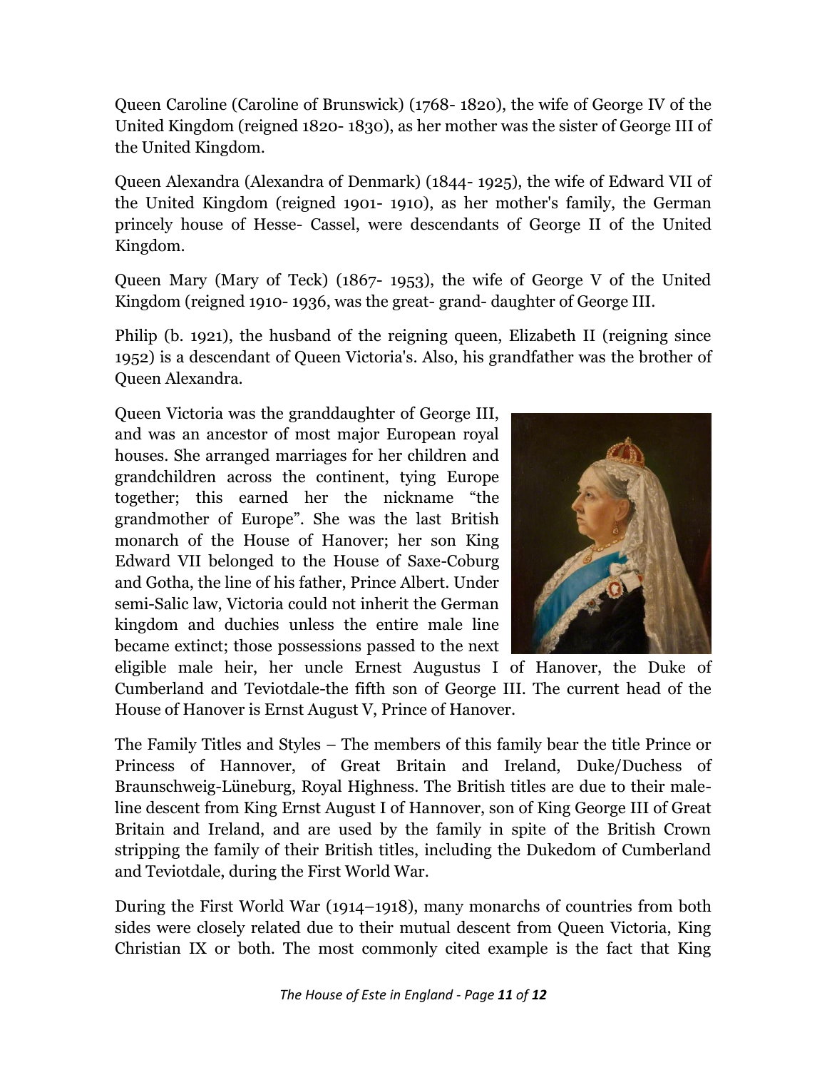Queen Caroline (Caroline of Brunswick) (1768- 1820), the wife of George IV of the United Kingdom (reigned 1820- 1830), as her mother was the sister of George III of the United Kingdom.

Queen Alexandra (Alexandra of Denmark) (1844- 1925), the wife of Edward VII of the United Kingdom (reigned 1901- 1910), as her mother's family, the German princely house of Hesse- Cassel, were descendants of George II of the United Kingdom.

Queen Mary (Mary of Teck) (1867- 1953), the wife of George V of the United Kingdom (reigned 1910- 1936, was the great- grand- daughter of George III.

Philip (b. 1921), the husband of the reigning queen, Elizabeth II (reigning since 1952) is a descendant of Queen Victoria's. Also, his grandfather was the brother of Queen Alexandra.

Queen Victoria was the granddaughter of George III, and was an ancestor of most major European royal houses. She arranged marriages for her children and grandchildren across the continent, tying Europe together; this earned her the nickname "the grandmother of Europe". She was the last British monarch of the House of Hanover; her son King Edward VII belonged to the House of Saxe-Coburg and Gotha, the line of his father, Prince Albert. Under semi-Salic law, Victoria could not inherit the German kingdom and duchies unless the entire male line became extinct; those possessions passed to the next eligible male heir, her uncle Ernest Augustus I of Hanover, the Duke of Cumberland and Teviotdale-the fifth son of George III. The current head of the House of Hanover is Ernst August V, Prince of Hanover.

The Family Titles and Styles – The members of this family bear the title Prince or Princess of Hannover, of Great Britain and Ireland, Duke/Duchess of Braunschweig-Lüneburg, Royal Highness. The British titles are due to their male-line descent from King Ernst August I of Hannover, son of King George III of Great Britain and Ireland, and are used by the family in spite of the British Crown stripping the family of their British titles, including the Dukedom of Cumberland and Teviotdale, during the First World War.

During the First World War (1914–1918), many monarchs of countries from both sides were closely related due to their mutual descent from Queen Victoria, King Christian IX or both. The most commonly cited example is the fact that King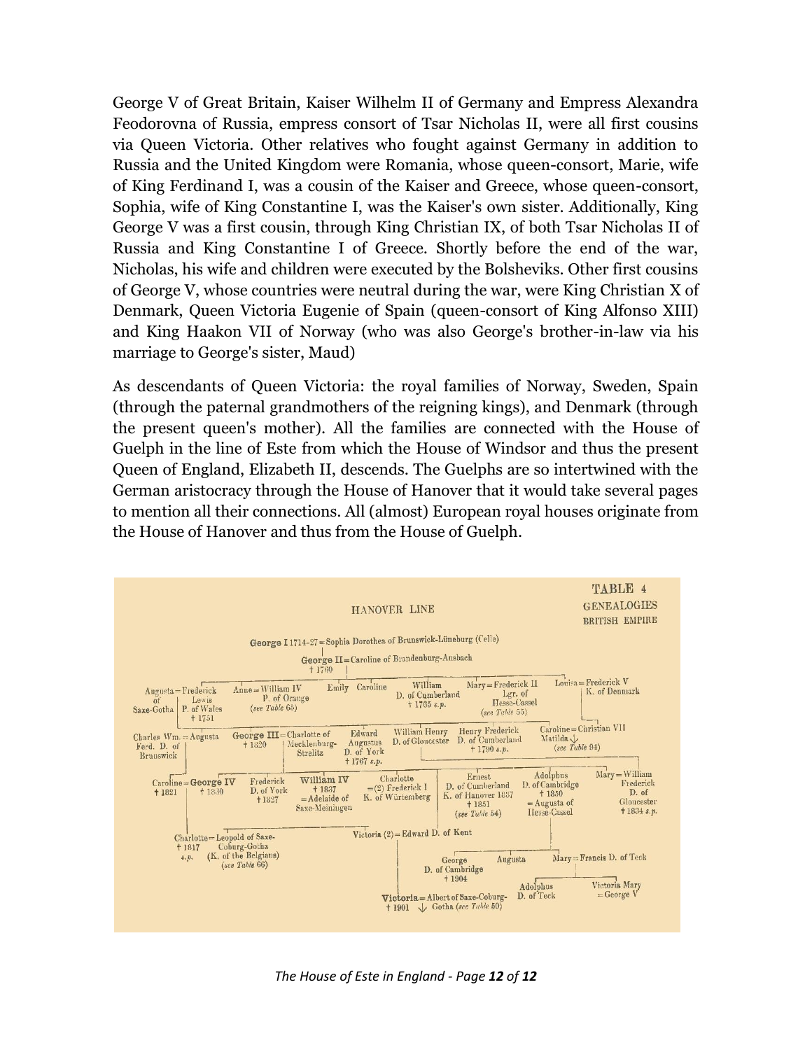George V of Great Britain, Kaiser Wilhelm II of Germany and Empress Alexandra Feodorovna of Russia, empress consort of Tsar Nicholas II, were all first cousins via Queen Victoria. Other relatives who fought against Germany in addition to Russia and the United Kingdom were Romania, whose queen-consort, Marie, wife of King Ferdinand I, was a cousin of the Kaiser and Greece, whose queen-consort, Sophia, wife of King Constantine I, was the Kaiser's own sister. Additionally, King George V was a first cousin, through King Christian IX, of both Tsar Nicholas II of Russia and King Constantine I of Greece. Shortly before the end of the war, Nicholas, his wife and children were executed by the Bolsheviks. Other first cousins of George V, whose countries were neutral during the war, were King Christian X of Denmark, Queen Victoria Eugenie of Spain (queen-consort of King Alfonso XIII) and King Haakon VII of Norway (who was also George's brother-in-law via his marriage to George's sister, Maud)

As descendants of Queen Victoria: the royal families of Norway, Sweden, Spain (through the paternal grandmothers of the reigning kings), and Denmark (through the present queen's mother). All the families are connected with the House of Guelph in the line of Este from which the House of Windsor and thus the present Queen of England, Elizabeth II, descends. The Guelphs are so intertwined with the German aristocracy through the House of Hanover that it would take several pages to mention all their connections. All (almost) European royal houses originate from the House of Hanover and thus from the House of Guelph.

TABLE 4
GENEALOGIES
BRITISH EMPIRE

HANOVER LINE

George I 1714–27 = Sophia Dorothea of Brunswick-Lüneburg (Celle)

George II = Caroline of Brandenburg-Ansbach
† 1760

Augusta of Saxe-Gotha = Frederick Lewis P. of Wales † 1751
Anne = William IV P. of Orange (see Table 65)
Emily
Caroline
William D. of Cumberland † 1765 s.p.
Mary = Frederick II Lgr. of Hesse-Cassel (see Table 55)
Louisa = Frederick V K. of Denmark

Charles Wm. Ferd. D. of Brunswick = Augusta
George III = Charlotte of Mecklenburg-Strelitz † 1820
Edward Augustus D. of York † 1767 s.p.
William Henry D. of Gloucester
Henry Frederick D. of Cumberland † 1790 s.p.
Caroline = Christian VII
Matilda (see Table 94)

Caroline = George IV † 1821 † 1830
Frederick D. of York † 1827
William IV † 1837 = Adelaide of Saxe-Meiningen
Charlotte = (2) Frederick I K. of Würtemberg
Ernest D. of Cumberland K. of Hanover 1837 † 1851 (see Table 54)
Adolphus D. of Cambridge † 1850 = Augusta of Hesse-Cassel
Mary = William Frederick D. of Gloucester † 1834 s.p.

Charlotte = Leopold of Saxe-Coburg-Gotha † 1817 s.p. (K. of the Belgians) (see Table 66)
Victoria (2) = Edward D. of Kent

George D. of Cambridge † 1904
Augusta
Mary = Francis D. of Teck

Victoria = Albert of Saxe-Coburg-Gotha † 1901 (see Table 50)
Adolphus D. of Teck
Victoria Mary = George V